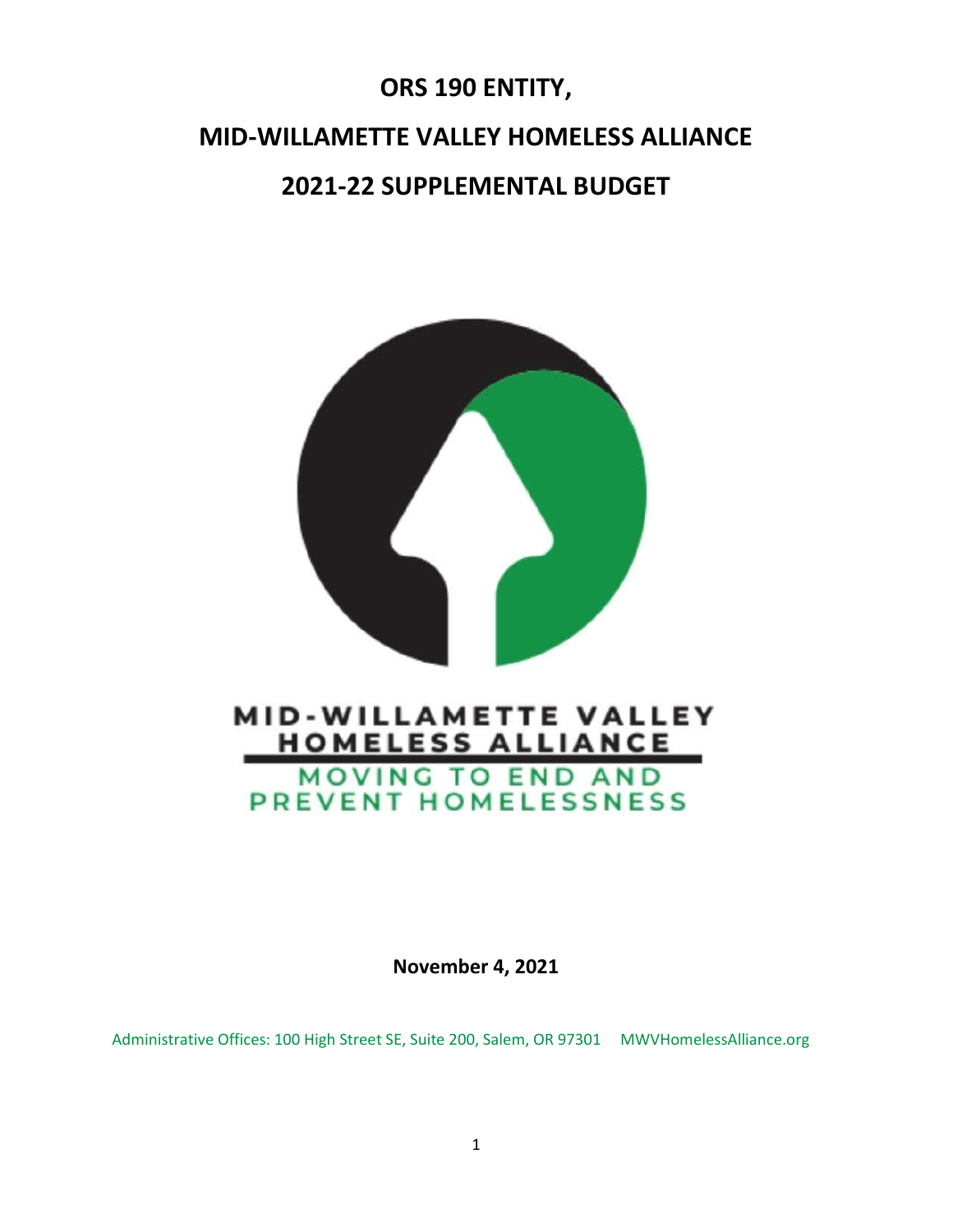# ORS 190 ENTITY,

# MID-WILLAMETTE VALLEY HOMELESS ALLIANCE

# 2021-22 SUPPLEMENTAL BUDGET

MID-WILLAMETTE VALLEY HOMELESS ALLIANCE

MOVING TO END AND PREVENT HOMELESSNESS

**November 4, 2021**

Administrative Offices: 100 High Street SE, Suite 200, Salem, OR 97301 MWVHomelessAlliance.org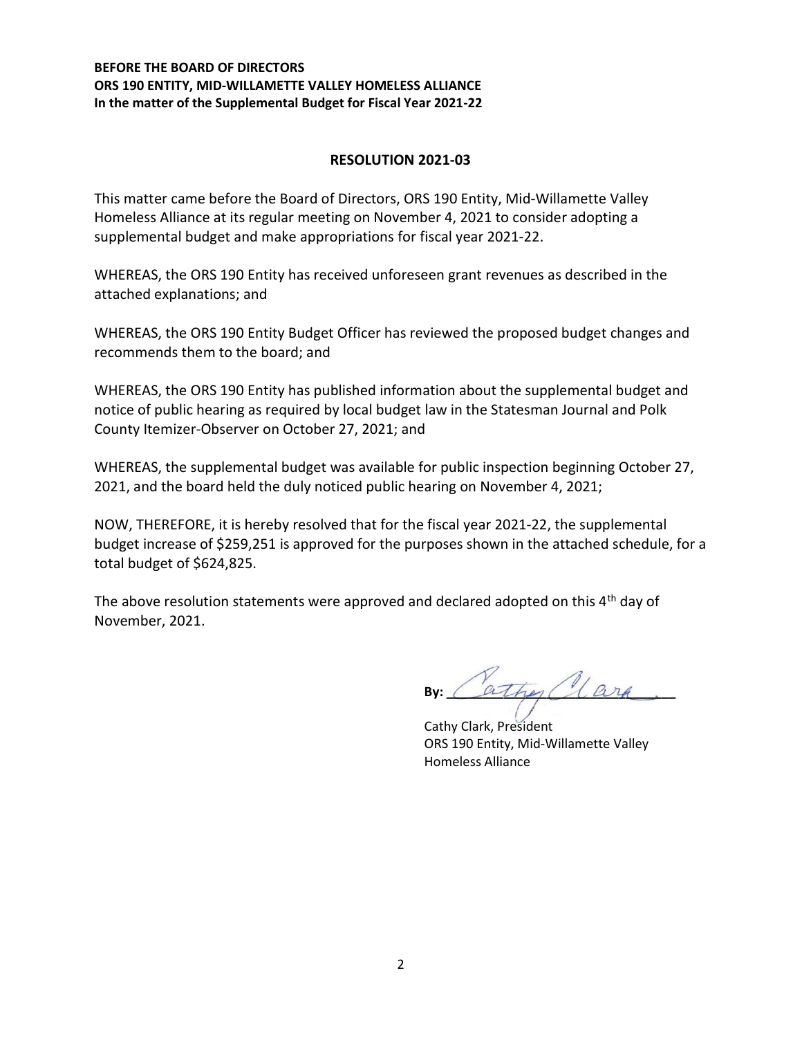**BEFORE THE BOARD OF DIRECTORS**
**ORS 190 ENTITY, MID-WILLAMETTE VALLEY HOMELESS ALLIANCE**
**In the matter of the Supplemental Budget for Fiscal Year 2021-22**

## RESOLUTION 2021-03

This matter came before the Board of Directors, ORS 190 Entity, Mid-Willamette Valley Homeless Alliance at its regular meeting on November 4, 2021 to consider adopting a supplemental budget and make appropriations for fiscal year 2021-22.

WHEREAS, the ORS 190 Entity has received unforeseen grant revenues as described in the attached explanations; and

WHEREAS, the ORS 190 Entity Budget Officer has reviewed the proposed budget changes and recommends them to the board; and

WHEREAS, the ORS 190 Entity has published information about the supplemental budget and notice of public hearing as required by local budget law in the Statesman Journal and Polk County Itemizer-Observer on October 27, 2021; and

WHEREAS, the supplemental budget was available for public inspection beginning October 27, 2021, and the board held the duly noticed public hearing on November 4, 2021;

NOW, THEREFORE, it is hereby resolved that for the fiscal year 2021-22, the supplemental budget increase of $259,251 is approved for the purposes shown in the attached schedule, for a total budget of $624,825.

The above resolution statements were approved and declared adopted on this 4th day of November, 2021.

**By:** Cathy Clark

Cathy Clark, President
ORS 190 Entity, Mid-Willamette Valley Homeless Alliance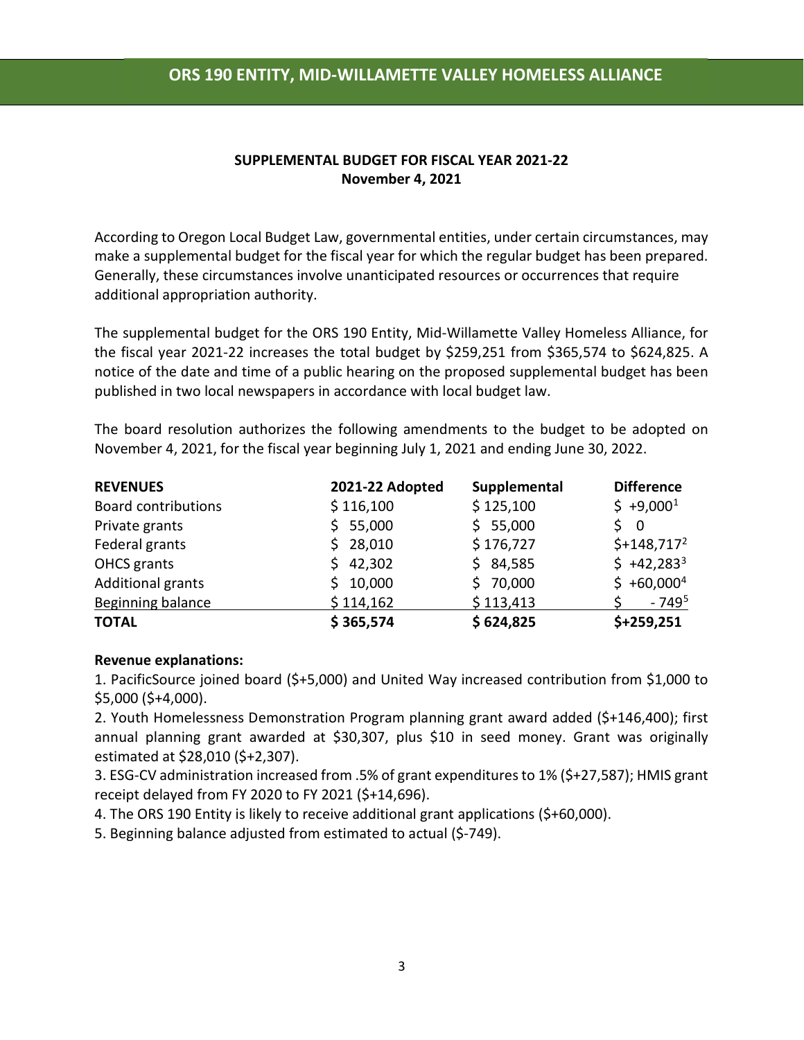# ORS 190 ENTITY, MID-WILLAMETTE VALLEY HOMELESS ALLIANCE

**SUPPLEMENTAL BUDGET FOR FISCAL YEAR 2021-22**
**November 4, 2021**

According to Oregon Local Budget Law, governmental entities, under certain circumstances, may make a supplemental budget for the fiscal year for which the regular budget has been prepared. Generally, these circumstances involve unanticipated resources or occurrences that require additional appropriation authority.

The supplemental budget for the ORS 190 Entity, Mid-Willamette Valley Homeless Alliance, for the fiscal year 2021-22 increases the total budget by $259,251 from $365,574 to $624,825. A notice of the date and time of a public hearing on the proposed supplemental budget has been published in two local newspapers in accordance with local budget law.

The board resolution authorizes the following amendments to the budget to be adopted on November 4, 2021, for the fiscal year beginning July 1, 2021 and ending June 30, 2022.

| REVENUES | 2021-22 Adopted | Supplemental | Difference |
|---|---|---|---|
| Board contributions | $ 116,100 | $ 125,100 | $ +9,000[1] |
| Private grants | $ 55,000 | $ 55,000 | $ 0 |
| Federal grants | $ 28,010 | $ 176,727 | $+148,717[2] |
| OHCS grants | $ 42,302 | $ 84,585 | $ +42,283[3] |
| Additional grants | $ 10,000 | $ 70,000 | $ +60,000[4] |
| Beginning balance | $ 114,162 | $ 113,413 | $ - 749[5] |
| **TOTAL** | **$ 365,574** | **$ 624,825** | **$+259,251** |

**Revenue explanations:**

1. PacificSource joined board ($+5,000) and United Way increased contribution from $1,000 to $5,000 ($+4,000).
2. Youth Homelessness Demonstration Program planning grant award added ($+146,400); first annual planning grant awarded at $30,307, plus $10 in seed money. Grant was originally estimated at $28,010 ($+2,307).
3. ESG-CV administration increased from .5% of grant expenditures to 1% ($+27,587); HMIS grant receipt delayed from FY 2020 to FY 2021 ($+14,696).
4. The ORS 190 Entity is likely to receive additional grant applications ($+60,000).
5. Beginning balance adjusted from estimated to actual ($-749).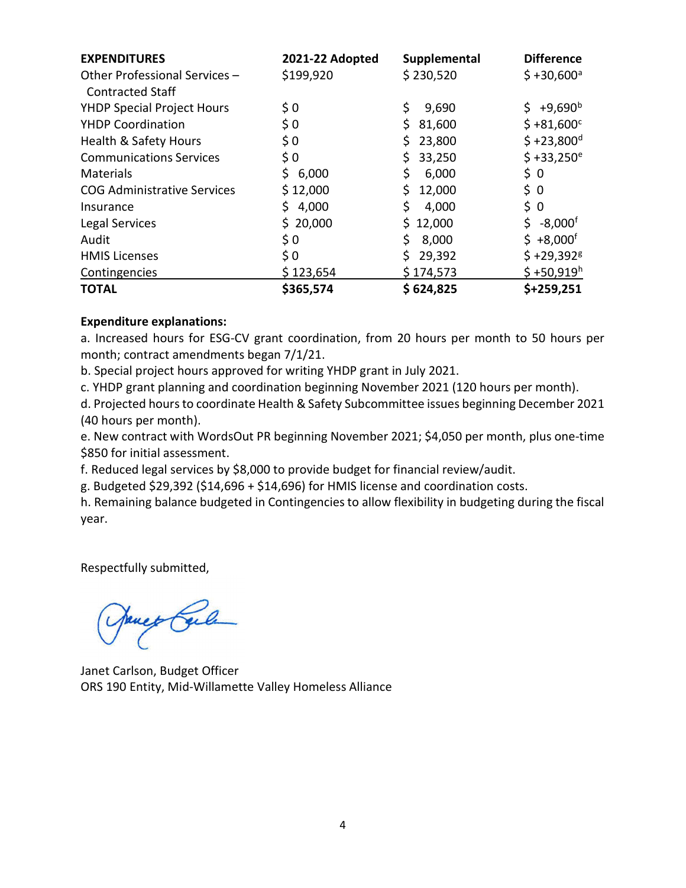| EXPENDITURES | 2021-22 Adopted | Supplemental | Difference |
|---|---|---|---|
| Other Professional Services – Contracted Staff | $199,920 | $ 230,520 | $ +30,600[a] |
| YHDP Special Project Hours | $ 0 | $ 9,690 | $ +9,690[b] |
| YHDP Coordination | $ 0 | $ 81,600 | $ +81,600[c] |
| Health & Safety Hours | $ 0 | $ 23,800 | $ +23,800[d] |
| Communications Services | $ 0 | $ 33,250 | $ +33,250[e] |
| Materials | $ 6,000 | $ 6,000 | $ 0 |
| COG Administrative Services | $ 12,000 | $ 12,000 | $ 0 |
| Insurance | $ 4,000 | $ 4,000 | $ 0 |
| Legal Services | $ 20,000 | $ 12,000 | $ -8,000[f] |
| Audit | $ 0 | $ 8,000 | $ +8,000[f] |
| HMIS Licenses | $ 0 | $ 29,392 | $ +29,392[g] |
| Contingencies | $ 123,654 | $ 174,573 | $ +50,919[h] |
| **TOTAL** | **$365,574** | **$ 624,825** | **$+259,251** |

**Expenditure explanations:**

a. Increased hours for ESG-CV grant coordination, from 20 hours per month to 50 hours per month; contract amendments began 7/1/21.

b. Special project hours approved for writing YHDP grant in July 2021.

c. YHDP grant planning and coordination beginning November 2021 (120 hours per month).

d. Projected hours to coordinate Health & Safety Subcommittee issues beginning December 2021 (40 hours per month).

e. New contract with WordsOut PR beginning November 2021; $4,050 per month, plus one-time $850 for initial assessment.

f. Reduced legal services by $8,000 to provide budget for financial review/audit.

g. Budgeted $29,392 ($14,696 + $14,696) for HMIS license and coordination costs.

h. Remaining balance budgeted in Contingencies to allow flexibility in budgeting during the fiscal year.

Respectfully submitted,

Janet Carlson, Budget Officer
ORS 190 Entity, Mid-Willamette Valley Homeless Alliance